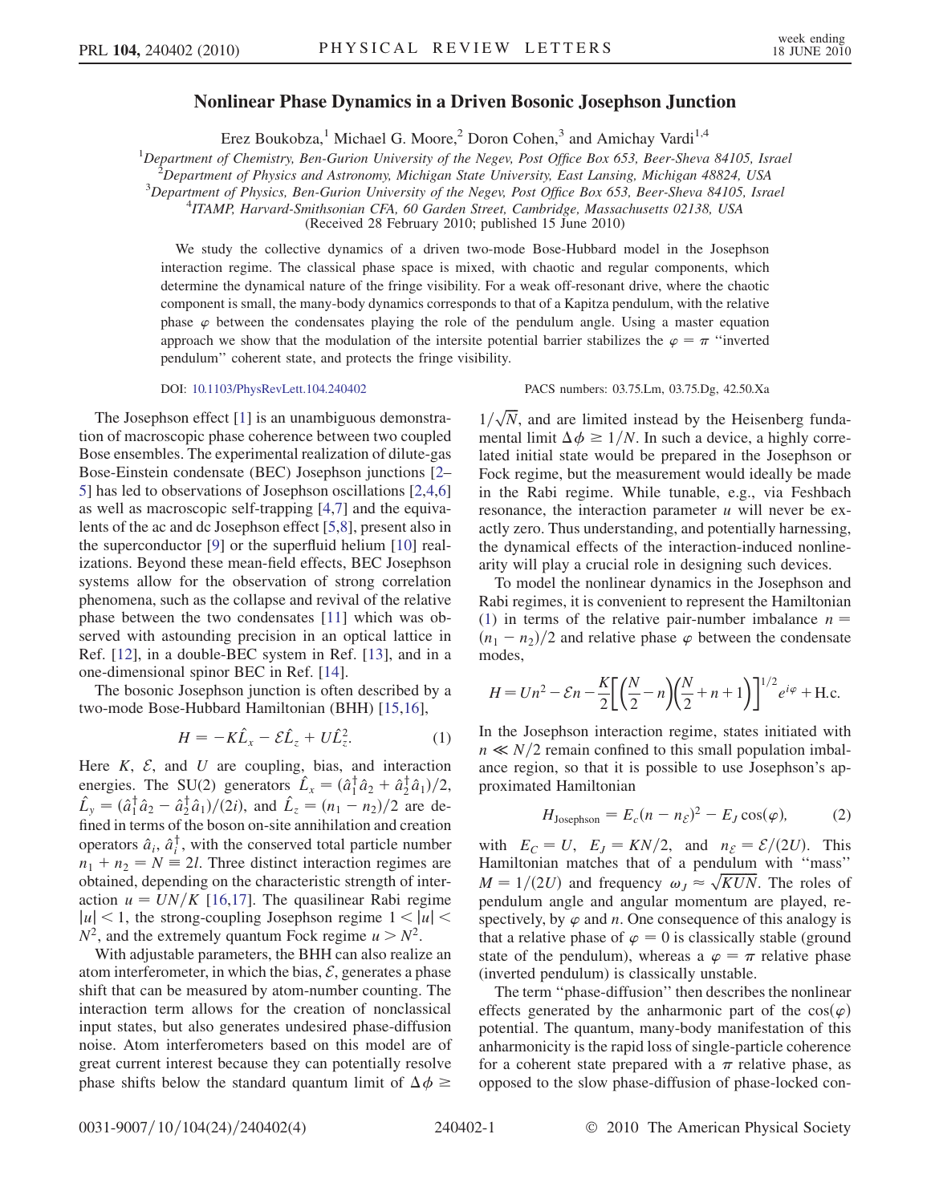# Nonlinear Phase Dynamics in a Driven Bosonic Josephson Junction

Erez Boukobza,[1] Michael G. Moore,[2] Doron Cohen,[3] and Amichay Vardi[1,4]

[1]Department of Chemistry, Ben-Gurion University of the Negev, Post Office Box 653, Beer-Sheva 84105, Israel
[2]Department of Physics and Astronomy, Michigan State University, East Lansing, Michigan 48824, USA
[3]Department of Physics, Ben-Gurion University of the Negev, Post Office Box 653, Beer-Sheva 84105, Israel
[4]ITAMP, Harvard-Smithsonian CFA, 60 Garden Street, Cambridge, Massachusetts 02138, USA

(Received 28 February 2010; published 15 June 2010)

We study the collective dynamics of a driven two-mode Bose-Hubbard model in the Josephson interaction regime. The classical phase space is mixed, with chaotic and regular components, which determine the dynamical nature of the fringe visibility. For a weak off-resonant drive, where the chaotic component is small, the many-body dynamics corresponds to that of a Kapitza pendulum, with the relative phase $\varphi$ between the condensates playing the role of the pendulum angle. Using a master equation approach we show that the modulation of the intersite potential barrier stabilizes the $\varphi = \pi$ "inverted pendulum" coherent state, and protects the fringe visibility.

DOI: 10.1103/PhysRevLett.104.240402 PACS numbers: 03.75.Lm, 03.75.Dg, 42.50.Xa

The Josephson effect [1] is an unambiguous demonstration of macroscopic phase coherence between two coupled Bose ensembles. The experimental realization of dilute-gas Bose-Einstein condensate (BEC) Josephson junctions [2–5] has led to observations of Josephson oscillations [2,4,6] as well as macroscopic self-trapping [4,7] and the equivalents of the ac and dc Josephson effect [5,8], present also in the superconductor [9] or the superfluid helium [10] realizations. Beyond these mean-field effects, BEC Josephson systems allow for the observation of strong correlation phenomena, such as the collapse and revival of the relative phase between the two condensates [11] which was observed with astounding precision in an optical lattice in Ref. [12], in a double-BEC system in Ref. [13], and in a one-dimensional spinor BEC in Ref. [14].

The bosonic Josephson junction is often described by a two-mode Bose-Hubbard Hamiltonian (BHH) [15,16],

$$H = -K\hat{L}_x - \mathcal{E}\hat{L}_z + U\hat{L}_z^2. \tag{1}$$

Here $K$, $\mathcal{E}$, and $U$ are coupling, bias, and interaction energies. The SU(2) generators $\hat{L}_x = (\hat{a}_1^\dagger\hat{a}_2 + \hat{a}_2^\dagger\hat{a}_1)/2$, $\hat{L}_y = (\hat{a}_1^\dagger\hat{a}_2 - \hat{a}_2^\dagger\hat{a}_1)/(2i)$, and $\hat{L}_z = (n_1 - n_2)/2$ are defined in terms of the boson on-site annihilation and creation operators $\hat{a}_i$, $\hat{a}_i^\dagger$, with the conserved total particle number $n_1 + n_2 = N \equiv 2l$. Three distinct interaction regimes are obtained, depending on the characteristic strength of interaction $u = UN/K$ [16,17]. The quasilinear Rabi regime $|u| < 1$, the strong-coupling Josephson regime $1 < |u| < N^2$, and the extremely quantum Fock regime $u > N^2$.

With adjustable parameters, the BHH can also realize an atom interferometer, in which the bias, $\mathcal{E}$, generates a phase shift that can be measured by atom-number counting. The interaction term allows for the creation of nonclassical input states, but also generates undesired phase-diffusion noise. Atom interferometers based on this model are of great current interest because they can potentially resolve phase shifts below the standard quantum limit of $\Delta\phi \geq 1/\sqrt{N}$, and are limited instead by the Heisenberg fundamental limit $\Delta\phi \geq 1/N$. In such a device, a highly correlated initial state would be prepared in the Josephson or Fock regime, but the measurement would ideally be made in the Rabi regime. While tunable, e.g., via Feshbach resonance, the interaction parameter $u$ will never be exactly zero. Thus understanding, and potentially harnessing, the dynamical effects of the interaction-induced nonlinearity will play a crucial role in designing such devices.

To model the nonlinear dynamics in the Josephson and Rabi regimes, it is convenient to represent the Hamiltonian (1) in terms of the relative pair-number imbalance $n = (n_1 - n_2)/2$ and relative phase $\varphi$ between the condensate modes,

$$H = Un^2 - \mathcal{E}n - \frac{K}{2}\left[\left(\frac{N}{2} - n\right)\left(\frac{N}{2} + n + 1\right)\right]^{1/2} e^{i\varphi} + \text{H.c.}$$

In the Josephson interaction regime, states initiated with $n \ll N/2$ remain confined to this small population imbalance region, so that it is possible to use Josephson's approximated Hamiltonian

$$H_{\text{Josephson}} = E_c(n - n_{\mathcal{E}})^2 - E_J\cos(\varphi), \tag{2}$$

with $E_C = U$, $E_J = KN/2$, and $n_{\mathcal{E}} = \mathcal{E}/(2U)$. This Hamiltonian matches that of a pendulum with "mass" $M = 1/(2U)$ and frequency $\omega_J \approx \sqrt{KUN}$. The roles of pendulum angle and angular momentum are played, respectively, by $\varphi$ and $n$. One consequence of this analogy is that a relative phase of $\varphi = 0$ is classically stable (ground state of the pendulum), whereas a $\varphi = \pi$ relative phase (inverted pendulum) is classically unstable.

The term "phase-diffusion" then describes the nonlinear effects generated by the anharmonic part of the $\cos(\varphi)$ potential. The quantum, many-body manifestation of this anharmonicity is the rapid loss of single-particle coherence for a coherent state prepared with a $\pi$ relative phase, as opposed to the slow phase-diffusion of phase-locked con-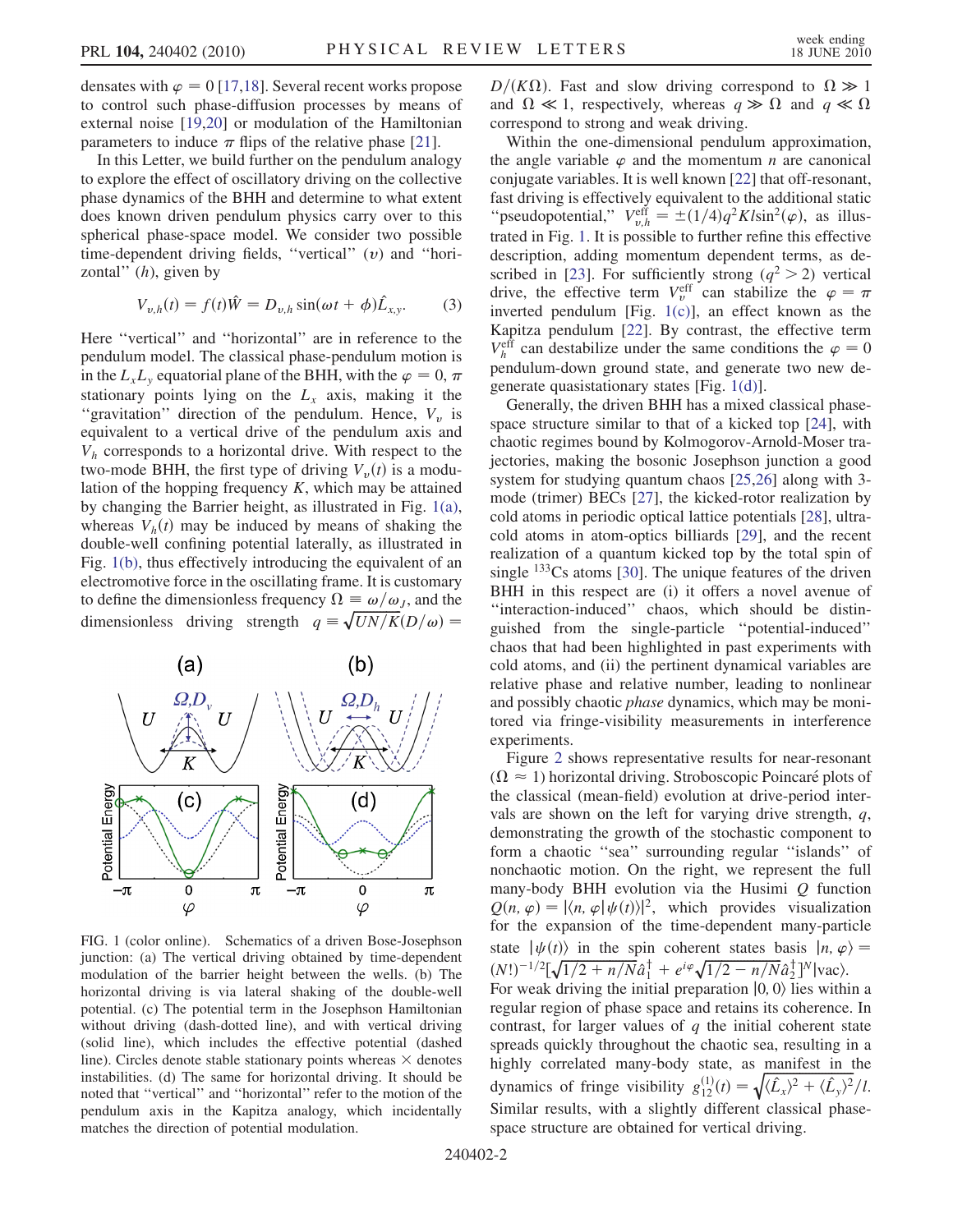densates with $\varphi = 0$ [17,18]. Several recent works propose to control such phase-diffusion processes by means of external noise [19,20] or modulation of the Hamiltonian parameters to induce $\pi$ flips of the relative phase [21].

In this Letter, we build further on the pendulum analogy to explore the effect of oscillatory driving on the collective phase dynamics of the BHH and determine to what extent does known driven pendulum physics carry over to this spherical phase-space model. We consider two possible time-dependent driving fields, "vertical" ($v$) and "horizontal" ($h$), given by

$$V_{v,h}(t) = f(t)\hat{W} = D_{v,h}\sin(\omega t + \phi)\hat{L}_{x,y}. \tag{3}$$

Here "vertical" and "horizontal" are in reference to the pendulum model. The classical phase-pendulum motion is in the $L_xL_y$ equatorial plane of the BHH, with the $\varphi = 0, \pi$ stationary points lying on the $L_x$ axis, making it the "gravitation" direction of the pendulum. Hence, $V_v$ is equivalent to a vertical drive of the pendulum axis and $V_h$ corresponds to a horizontal drive. With respect to the two-mode BHH, the first type of driving $V_v(t)$ is a modulation of the hopping frequency $K$, which may be attained by changing the Barrier height, as illustrated in Fig. 1(a), whereas $V_h(t)$ may be induced by means of shaking the double-well confining potential laterally, as illustrated in Fig. 1(b), thus effectively introducing the equivalent of an electromotive force in the oscillating frame. It is customary to define the dimensionless frequency $\Omega \equiv \omega/\omega_J$, and the dimensionless driving strength $q \equiv \sqrt{UN/K}(D/\omega) = D/(K\Omega)$. Fast and slow driving correspond to $\Omega \gg 1$ and $\Omega \ll 1$, respectively, whereas $q \gg \Omega$ and $q \ll \Omega$ correspond to strong and weak driving.

FIG. 1 (color online). Schematics of a driven Bose-Josephson junction: (a) The vertical driving obtained by time-dependent modulation of the barrier height between the wells. (b) The horizontal driving is via lateral shaking of the double-well potential. (c) The potential term in the Josephson Hamiltonian without driving (dash-dotted line), and with vertical driving (solid line), which includes the effective potential (dashed line). Circles denote stable stationary points whereas $\times$ denotes instabilities. (d) The same for horizontal driving. It should be noted that "vertical" and "horizontal" refer to the motion of the pendulum axis in the Kapitza analogy, which incidentally matches the direction of potential modulation.

Within the one-dimensional pendulum approximation, the angle variable $\varphi$ and the momentum $n$ are canonical conjugate variables. It is well known [22] that off-resonant, fast driving is effectively equivalent to the additional static "pseudopotential," $V_{v,h}^{\text{eff}} = \pm(1/4)q^2Kl\sin^2(\varphi)$, as illustrated in Fig. 1. It is possible to further refine this effective description, adding momentum dependent terms, as described in [23]. For sufficiently strong ($q^2 > 2$) vertical drive, the effective term $V_v^{\text{eff}}$ can stabilize the $\varphi = \pi$ inverted pendulum [Fig. 1(c)], an effect known as the Kapitza pendulum [22]. By contrast, the effective term $V_h^{\text{eff}}$ can destabilize under the same conditions the $\varphi = 0$ pendulum-down ground state, and generate two new degenerate quasistationary states [Fig. 1(d)].

Generally, the driven BHH has a mixed classical phase-space structure similar to that of a kicked top [24], with chaotic regimes bound by Kolmogorov-Arnold-Moser trajectories, making the bosonic Josephson junction a good system for studying quantum chaos [25,26] along with 3-mode (trimer) BECs [27], the kicked-rotor realization by cold atoms in periodic optical lattice potentials [28], ultracold atoms in atom-optics billiards [29], and the recent realization of a quantum kicked top by the total spin of single $^{133}$Cs atoms [30]. The unique features of the driven BHH in this respect are (i) it offers a novel avenue of "interaction-induced" chaos, which should be distinguished from the single-particle "potential-induced" chaos that had been highlighted in past experiments with cold atoms, and (ii) the pertinent dynamical variables are relative phase and relative number, leading to nonlinear and possibly chaotic *phase* dynamics, which may be monitored via fringe-visibility measurements in interference experiments.

Figure 2 shows representative results for near-resonant ($\Omega \approx 1$) horizontal driving. Stroboscopic Poincaré plots of the classical (mean-field) evolution at drive-period intervals are shown on the left for varying drive strength, $q$, demonstrating the growth of the stochastic component to form a chaotic "sea" surrounding regular "islands" of nonchaotic motion. On the right, we represent the full many-body BHH evolution via the Husimi $Q$ function $Q(n, \varphi) = |\langle n, \varphi|\psi(t)\rangle|^2$, which provides visualization for the expansion of the time-dependent many-particle state $|\psi(t)\rangle$ in the spin coherent states basis $|n, \varphi\rangle = (N!)^{-1/2}[\sqrt{1/2 + n/N}\hat{a}_1^\dagger + e^{i\varphi}\sqrt{1/2 - n/N}\hat{a}_2^\dagger]^N|\text{vac}\rangle$. For weak driving the initial preparation $|0, 0\rangle$ lies within a regular region of phase space and retains its coherence. In contrast, for larger values of $q$ the initial coherent state spreads quickly throughout the chaotic sea, resulting in a highly correlated many-body state, as manifest in the dynamics of fringe visibility $g_{12}^{(1)}(t) = \sqrt{\langle\hat{L}_x\rangle^2 + \langle\hat{L}_y\rangle^2}/l$. Similar results, with a slightly different classical phase-space structure are obtained for vertical driving.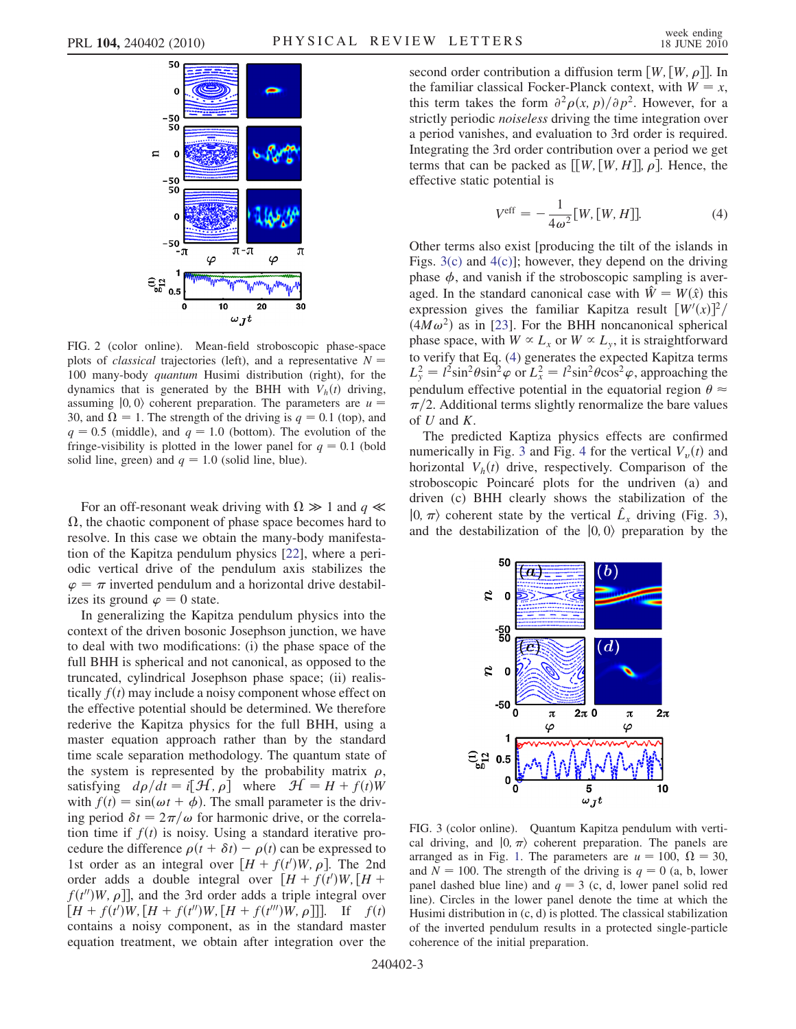FIG. 2 (color online). Mean-field stroboscopic phase-space plots of *classical* trajectories (left), and a representative $N = 100$ many-body *quantum* Husimi distribution (right), for the dynamics that is generated by the BHH with $V_h(t)$ driving, assuming $|0, 0\rangle$ coherent preparation. The parameters are $u = 30$, and $\Omega = 1$. The strength of the driving is $q = 0.1$ (top), and $q = 0.5$ (middle), and $q = 1.0$ (bottom). The evolution of the fringe-visibility is plotted in the lower panel for $q = 0.1$ (bold solid line, green) and $q = 1.0$ (solid line, blue).

For an off-resonant weak driving with $\Omega \gg 1$ and $q \ll \Omega$, the chaotic component of phase space becomes hard to resolve. In this case we obtain the many-body manifestation of the Kapitza pendulum physics [22], where a periodic vertical drive of the pendulum axis stabilizes the $\varphi = \pi$ inverted pendulum and a horizontal drive destabilizes its ground $\varphi = 0$ state.

In generalizing the Kapitza pendulum physics into the context of the driven bosonic Josephson junction, we have to deal with two modifications: (i) the phase space of the full BHH is spherical and not canonical, as opposed to the truncated, cylindrical Josephson phase space; (ii) realistically $f(t)$ may include a noisy component whose effect on the effective potential should be determined. We therefore rederive the Kapitza physics for the full BHH, using a master equation approach rather than by the standard time scale separation methodology. The quantum state of the system is represented by the probability matrix $\rho$, satisfying $d\rho/dt = i[\mathcal{H}, \rho]$ where $\mathcal{H} = H + f(t)W$ with $f(t) = \sin(\omega t + \phi)$. The small parameter is the driving period $\delta t = 2\pi/\omega$ for harmonic drive, or the correlation time if $f(t)$ is noisy. Using a standard iterative procedure the difference $\rho(t + \delta t) - \rho(t)$ can be expressed to 1st order as an integral over $[H + f(t')W, \rho]$. The 2nd order adds a double integral over $[H + f(t')W, [H + f(t'')W, \rho]]$, and the 3rd order adds a triple integral over $[H + f(t')W, [H + f(t'')W, [H + f(t''')W, \rho]]]$. If $f(t)$ contains a noisy component, as in the standard master equation treatment, we obtain after integration over the second order contribution a diffusion term $[W, [W, \rho]]$. In the familiar classical Focker-Planck context, with $W = x$, this term takes the form $\partial^2\rho(x, p)/\partial p^2$. However, for a strictly periodic *noiseless* driving the time integration over a period vanishes, and evaluation to 3rd order is required. Integrating the 3rd order contribution over a period we get terms that can be packed as $[[W, [W, H]], \rho]$. Hence, the effective static potential is

$$V^{\text{eff}} = -\frac{1}{4\omega^2}[W, [W, H]]. \tag{4}$$

Other terms also exist [producing the tilt of the islands in Figs. 3(c) and 4(c)]; however, they depend on the driving phase $\phi$, and vanish if the stroboscopic sampling is averaged. In the standard canonical case with $\hat{W} = W(\hat{x})$ this expression gives the familiar Kapitza result $[W'(x)]^2/(4M\omega^2)$ as in [23]. For the BHH noncanonical spherical phase space, with $W \propto L_x$ or $W \propto L_y$, it is straightforward to verify that Eq. (4) generates the expected Kapitza terms $L_y^2 = l^2\sin^2\theta\sin^2\varphi$ or $L_x^2 = l^2\sin^2\theta\cos^2\varphi$, approaching the pendulum effective potential in the equatorial region $\theta \approx \pi/2$. Additional terms slightly renormalize the bare values of $U$ and $K$.

The predicted Kaptiza physics effects are confirmed numerically in Fig. 3 and Fig. 4 for the vertical $V_v(t)$ and horizontal $V_h(t)$ drive, respectively. Comparison of the stroboscopic Poincaré plots for the undriven (a) and driven (c) BHH clearly shows the stabilization of the $|0, \pi\rangle$ coherent state by the vertical $\hat{L}_x$ driving (Fig. 3), and the destabilization of the $|0, 0\rangle$ preparation by the

FIG. 3 (color online). Quantum Kapitza pendulum with vertical driving, and $|0, \pi\rangle$ coherent preparation. The panels are arranged as in Fig. 1. The parameters are $u = 100$, $\Omega = 30$, and $N = 100$. The strength of the driving is $q = 0$ (a, b, lower panel dashed blue line) and $q = 3$ (c, d, lower panel solid red line). Circles in the lower panel denote the time at which the Husimi distribution in (c, d) is plotted. The classical stabilization of the inverted pendulum results in a protected single-particle coherence of the initial preparation.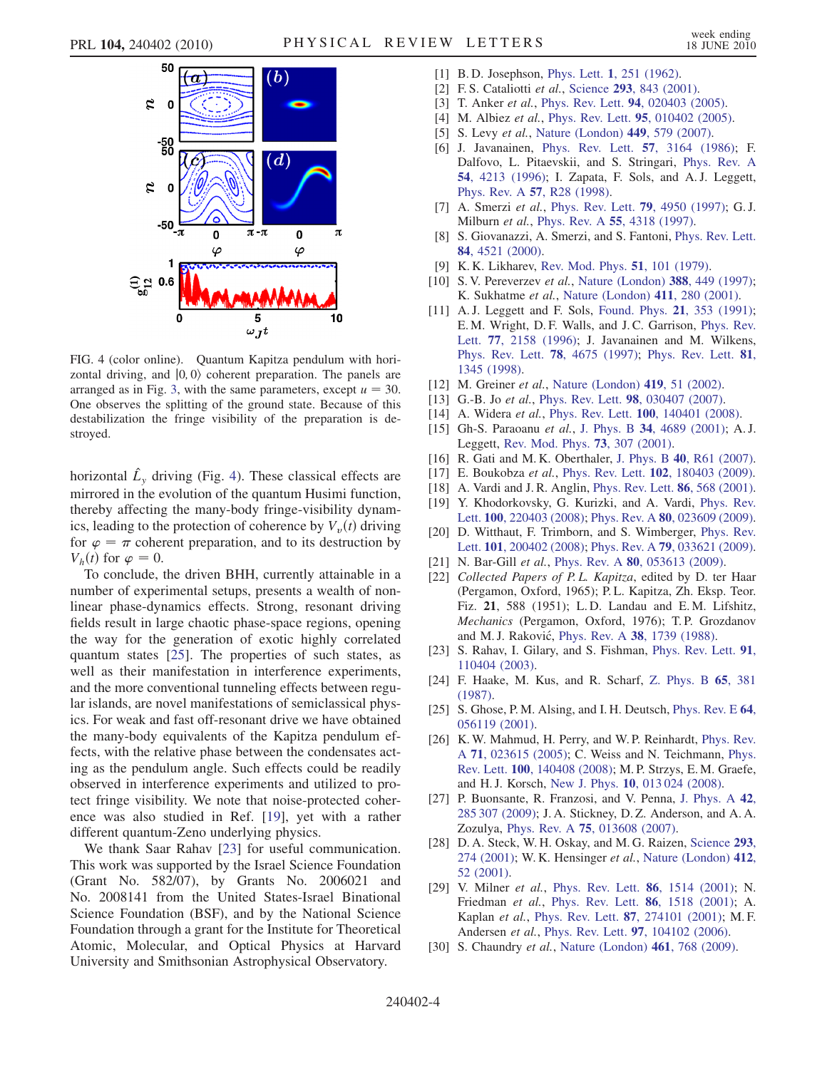(a)

(b)

(c)

(d)

50

0

-50

50

0

-50

$n$

$n$

$-\pi$ 0 $\pi$ $-\pi$ 0 $\pi$

$\varphi$ $\varphi$

1

0.6

$g^{(1)}_{12}$

0 5 10

$\omega_J t$

FIG. 4 (color online). Quantum Kapitza pendulum with horizontal driving, and $|0, 0\rangle$ coherent preparation. The panels are arranged as in Fig. 3, with the same parameters, except $u = 30$. One observes the splitting of the ground state. Because of this destabilization the fringe visibility of the preparation is destroyed.

horizontal $\hat{L}_y$ driving (Fig. 4). These classical effects are mirrored in the evolution of the quantum Husimi function, thereby affecting the many-body fringe-visibility dynamics, leading to the protection of coherence by $V_v(t)$ driving for $\varphi = \pi$ coherent preparation, and to its destruction by $V_h(t)$ for $\varphi = 0$.

To conclude, the driven BHH, currently attainable in a number of experimental setups, presents a wealth of nonlinear phase-dynamics effects. Strong, resonant driving fields result in large chaotic phase-space regions, opening the way for the generation of exotic highly correlated quantum states [25]. The properties of such states, as well as their manifestation in interference experiments, and the more conventional tunneling effects between regular islands, are novel manifestations of semiclassical physics. For weak and fast off-resonant drive we have obtained the many-body equivalents of the Kapitza pendulum effects, with the relative phase between the condensates acting as the pendulum angle. Such effects could be readily observed in interference experiments and utilized to protect fringe visibility. We note that noise-protected coherence was also studied in Ref. [19], yet with a rather different quantum-Zeno underlying physics.

We thank Saar Rahav [23] for useful communication. This work was supported by the Israel Science Foundation (Grant No. 582/07), by Grants No. 2006021 and No. 2008141 from the United States-Israel Binational Science Foundation (BSF), and by the National Science Foundation through a grant for the Institute for Theoretical Atomic, Molecular, and Optical Physics at Harvard University and Smithsonian Astrophysical Observatory.

[1] B. D. Josephson, Phys. Lett. **1**, 251 (1962).

[2] F. S. Cataliotti *et al.*, Science **293**, 843 (2001).

[3] T. Anker *et al.*, Phys. Rev. Lett. **94**, 020403 (2005).

[4] M. Albiez *et al.*, Phys. Rev. Lett. **95**, 010402 (2005).

[5] S. Levy *et al.*, Nature (London) **449**, 579 (2007).

[6] J. Javanainen, Phys. Rev. Lett. **57**, 3164 (1986); F. Dalfovo, L. Pitaevskii, and S. Stringari, Phys. Rev. A **54**, 4213 (1996); I. Zapata, F. Sols, and A. J. Leggett, Phys. Rev. A **57**, R28 (1998).

[7] A. Smerzi *et al.*, Phys. Rev. Lett. **79**, 4950 (1997); G. J. Milburn *et al.*, Phys. Rev. A **55**, 4318 (1997).

[8] S. Giovanazzi, A. Smerzi, and S. Fantoni, Phys. Rev. Lett. **84**, 4521 (2000).

[9] K. K. Likharev, Rev. Mod. Phys. **51**, 101 (1979).

[10] S. V. Pereverzev *et al.*, Nature (London) **388**, 449 (1997); K. Sukhatme *et al.*, Nature (London) **411**, 280 (2001).

[11] A. J. Leggett and F. Sols, Found. Phys. **21**, 353 (1991); E. M. Wright, D. F. Walls, and J. C. Garrison, Phys. Rev. Lett. **77**, 2158 (1996); J. Javanainen and M. Wilkens, Phys. Rev. Lett. **78**, 4675 (1997); Phys. Rev. Lett. **81**, 1345 (1998).

[12] M. Greiner *et al.*, Nature (London) **419**, 51 (2002).

[13] G.-B. Jo *et al.*, Phys. Rev. Lett. **98**, 030407 (2007).

[14] A. Widera *et al.*, Phys. Rev. Lett. **100**, 140401 (2008).

[15] Gh-S. Paraoanu *et al.*, J. Phys. B **34**, 4689 (2001); A. J. Leggett, Rev. Mod. Phys. **73**, 307 (2001).

[16] R. Gati and M. K. Oberthaler, J. Phys. B **40**, R61 (2007).

[17] E. Boukobza *et al.*, Phys. Rev. Lett. **102**, 180403 (2009).

[18] A. Vardi and J. R. Anglin, Phys. Rev. Lett. **86**, 568 (2001).

[19] Y. Khodorkovsky, G. Kurizki, and A. Vardi, Phys. Rev. Lett. **100**, 220403 (2008); Phys. Rev. A **80**, 023609 (2009).

[20] D. Witthaut, F. Trimborn, and S. Wimberger, Phys. Rev. Lett. **101**, 200402 (2008); Phys. Rev. A **79**, 033621 (2009).

[21] N. Bar-Gill *et al.*, Phys. Rev. A **80**, 053613 (2009).

[22] *Collected Papers of P. L. Kapitza*, edited by D. ter Haar (Pergamon, Oxford, 1965); P. L. Kapitza, Zh. Eksp. Teor. Fiz. **21**, 588 (1951); L. D. Landau and E. M. Lifshitz, *Mechanics* (Pergamon, Oxford, 1976); T. P. Grozdanov and M. J. Raković, Phys. Rev. A **38**, 1739 (1988).

[23] S. Rahav, I. Gilary, and S. Fishman, Phys. Rev. Lett. **91**, 110404 (2003).

[24] F. Haake, M. Kus, and R. Scharf, Z. Phys. B **65**, 381 (1987).

[25] S. Ghose, P. M. Alsing, and I. H. Deutsch, Phys. Rev. E **64**, 056119 (2001).

[26] K. W. Mahmud, H. Perry, and W. P. Reinhardt, Phys. Rev. A **71**, 023615 (2005); C. Weiss and N. Teichmann, Phys. Rev. Lett. **100**, 140408 (2008); M. P. Strzys, E. M. Graefe, and H. J. Korsch, New J. Phys. **10**, 013 024 (2008).

[27] P. Buonsante, R. Franzosi, and V. Penna, J. Phys. A **42**, 285 307 (2009); J. A. Stickney, D. Z. Anderson, and A. A. Zozulya, Phys. Rev. A **75**, 013608 (2007).

[28] D. A. Steck, W. H. Oskay, and M. G. Raizen, Science **293**, 274 (2001); W. K. Hensinger *et al.*, Nature (London) **412**, 52 (2001).

[29] V. Milner *et al.*, Phys. Rev. Lett. **86**, 1514 (2001); N. Friedman *et al.*, Phys. Rev. Lett. **86**, 1518 (2001); A. Kaplan *et al.*, Phys. Rev. Lett. **87**, 274101 (2001); M. F. Andersen *et al.*, Phys. Rev. Lett. **97**, 104102 (2006).

[30] S. Chaundry *et al.*, Nature (London) **461**, 768 (2009).